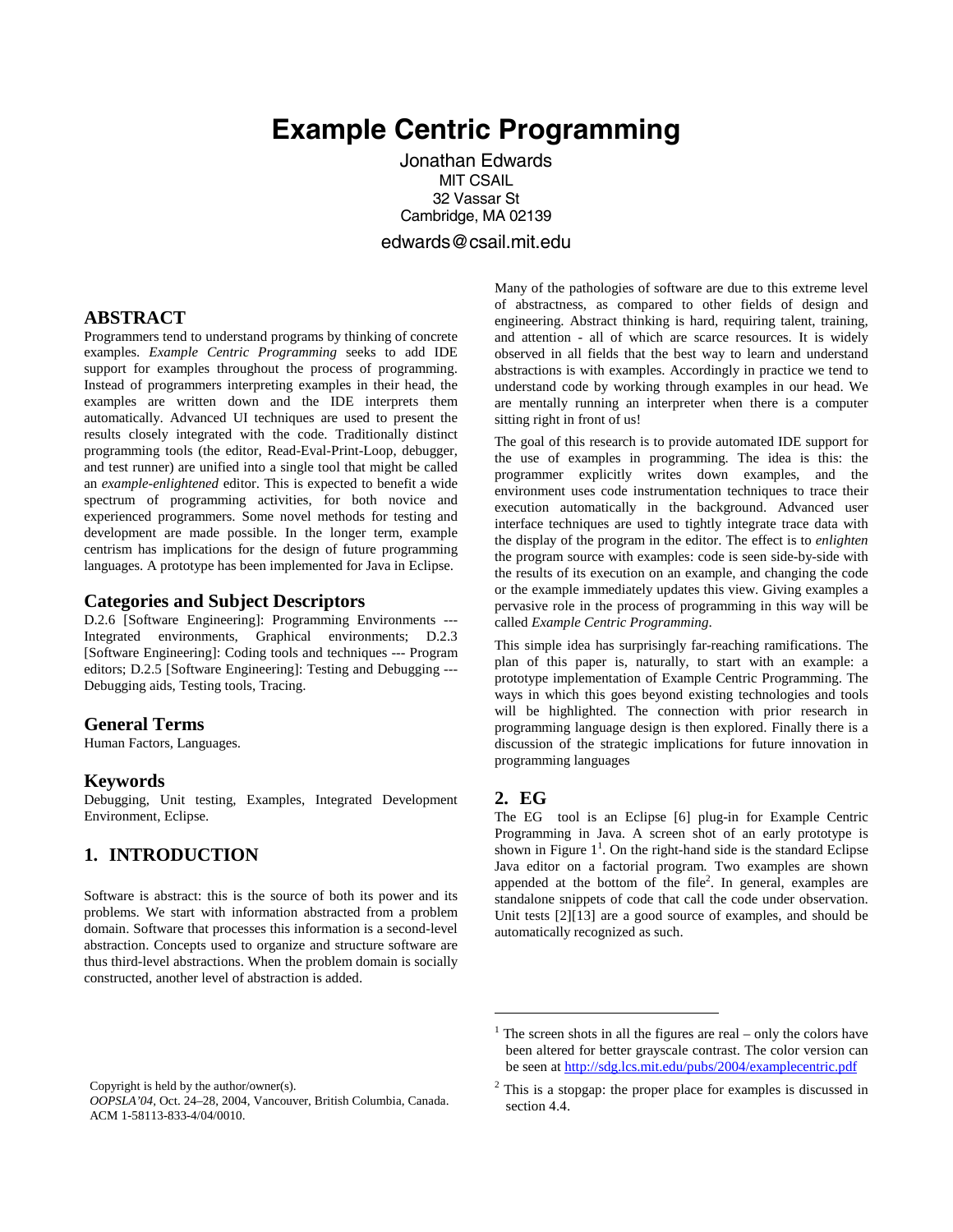# Example Centric Programming

Jonathan Edwards
MIT CSAIL
32 Vassar St
Cambridge, MA 02139
edwards@csail.mit.edu

## ABSTRACT

Programmers tend to understand programs by thinking of concrete examples. *Example Centric Programming* seeks to add IDE support for examples throughout the process of programming. Instead of programmers interpreting examples in their head, the examples are written down and the IDE interprets them automatically. Advanced UI techniques are used to present the results closely integrated with the code. Traditionally distinct programming tools (the editor, Read-Eval-Print-Loop, debugger, and test runner) are unified into a single tool that might be called an *example-enlightened* editor. This is expected to benefit a wide spectrum of programming activities, for both novice and experienced programmers. Some novel methods for testing and development are made possible. In the longer term, example centrism has implications for the design of future programming languages. A prototype has been implemented for Java in Eclipse.

### Categories and Subject Descriptors

D.2.6 [Software Engineering]: Programming Environments --- Integrated environments, Graphical environments; D.2.3 [Software Engineering]: Coding tools and techniques --- Program editors; D.2.5 [Software Engineering]: Testing and Debugging --- Debugging aids, Testing tools, Tracing.

### General Terms

Human Factors, Languages.

### Keywords

Debugging, Unit testing, Examples, Integrated Development Environment, Eclipse.

## 1. INTRODUCTION

Software is abstract: this is the source of both its power and its problems. We start with information abstracted from a problem domain. Software that processes this information is a second-level abstraction. Concepts used to organize and structure software are thus third-level abstractions. When the problem domain is socially constructed, another level of abstraction is added.

Many of the pathologies of software are due to this extreme level of abstractness, as compared to other fields of design and engineering. Abstract thinking is hard, requiring talent, training, and attention - all of which are scarce resources. It is widely observed in all fields that the best way to learn and understand abstractions is with examples. Accordingly in practice we tend to understand code by working through examples in our head. We are mentally running an interpreter when there is a computer sitting right in front of us!

The goal of this research is to provide automated IDE support for the use of examples in programming. The idea is this: the programmer explicitly writes down examples, and the environment uses code instrumentation techniques to trace their execution automatically in the background. Advanced user interface techniques are used to tightly integrate trace data with the display of the program in the editor. The effect is to *enlighten* the program source with examples: code is seen side-by-side with the results of its execution on an example, and changing the code or the example immediately updates this view. Giving examples a pervasive role in the process of programming in this way will be called *Example Centric Programming*.

This simple idea has surprisingly far-reaching ramifications. The plan of this paper is, naturally, to start with an example: a prototype implementation of Example Centric Programming. The ways in which this goes beyond existing technologies and tools will be highlighted. The connection with prior research in programming language design is then explored. Finally there is a discussion of the strategic implications for future innovation in programming languages

## 2. EG

The EG tool is an Eclipse [6] plug-in for Example Centric Programming in Java. A screen shot of an early prototype is shown in Figure 1[1]. On the right-hand side is the standard Eclipse Java editor on a factorial program. Two examples are shown appended at the bottom of the file[2]. In general, examples are standalone snippets of code that call the code under observation. Unit tests [2][13] are a good source of examples, and should be automatically recognized as such.

[1] The screen shots in all the figures are real – only the colors have been altered for better grayscale contrast. The color version can be seen at http://sdg.lcs.mit.edu/pubs/2004/examplecentric.pdf

[2] This is a stopgap: the proper place for examples is discussed in section 4.4.

Copyright is held by the author/owner(s).
*OOPSLA'04*, Oct. 24–28, 2004, Vancouver, British Columbia, Canada.
ACM 1-58113-833-4/04/0010.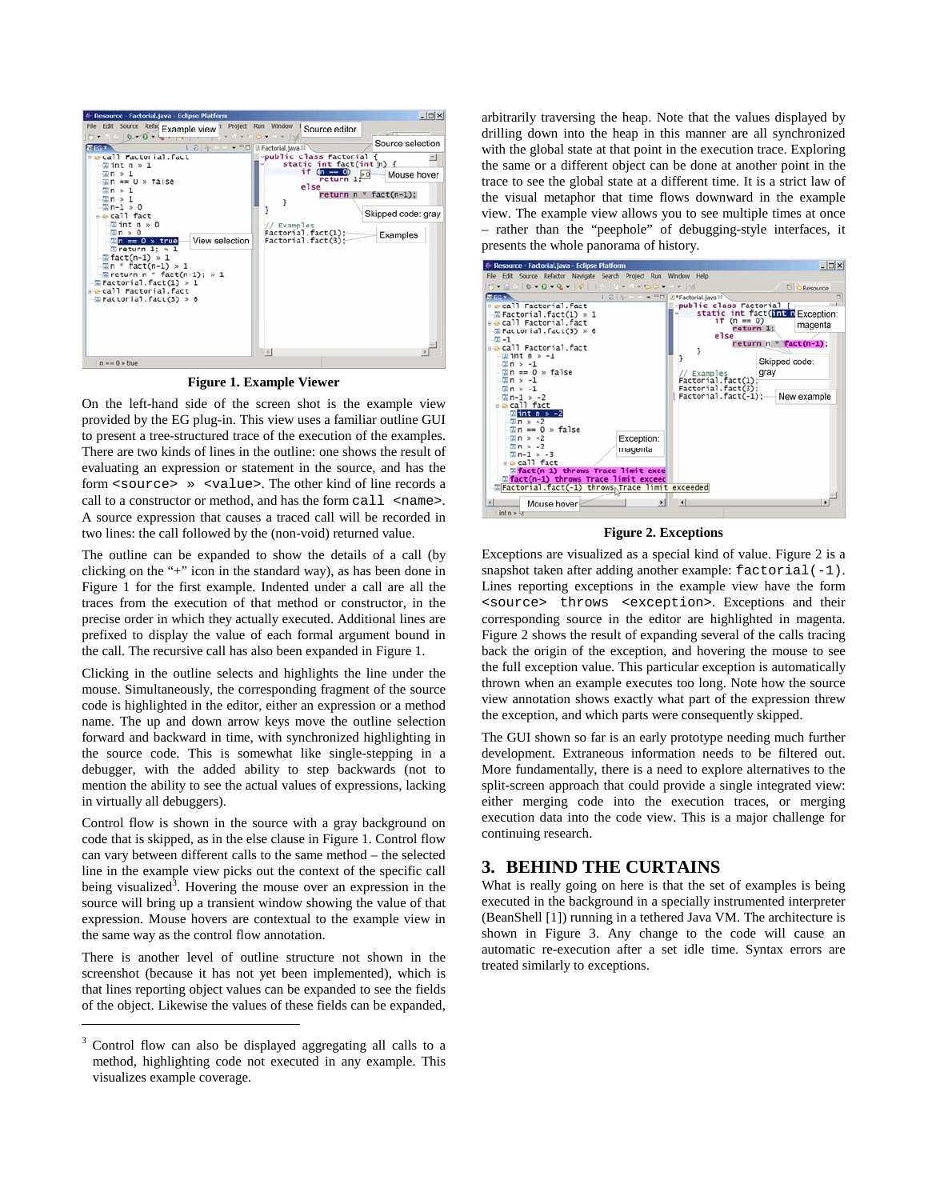**Figure 1. Example Viewer**

On the left-hand side of the screen shot is the example view provided by the EG plug-in. This view uses a familiar outline GUI to present a tree-structured trace of the execution of the examples. There are two kinds of lines in the outline: one shows the result of evaluating an expression or statement in the source, and has the form `<source> » <value>`. The other kind of line records a call to a constructor or method, and has the form `call <name>`. A source expression that causes a traced call will be recorded in two lines: the call followed by the (non-void) returned value.

The outline can be expanded to show the details of a call (by clicking on the "+" icon in the standard way), as has been done in Figure 1 for the first example. Indented under a call are all the traces from the execution of that method or constructor, in the precise order in which they actually executed. Additional lines are prefixed to display the value of each formal argument bound in the call. The recursive call has also been expanded in Figure 1.

Clicking in the outline selects and highlights the line under the mouse. Simultaneously, the corresponding fragment of the source code is highlighted in the editor, either an expression or a method name. The up and down arrow keys move the outline selection forward and backward in time, with synchronized highlighting in the source code. This is somewhat like single-stepping in a debugger, with the added ability to step backwards (not to mention the ability to see the actual values of expressions, lacking in virtually all debuggers).

Control flow is shown in the source with a gray background on code that is skipped, as in the else clause in Figure 1. Control flow can vary between different calls to the same method – the selected line in the example view picks out the context of the specific call being visualized[3]. Hovering the mouse over an expression in the source will bring up a transient window showing the value of that expression. Mouse hovers are contextual to the example view in the same way as the control flow annotation.

There is another level of outline structure not shown in the screenshot (because it has not yet been implemented), which is that lines reporting object values can be expanded to see the fields of the object. Likewise the values of these fields can be expanded, arbitrarily traversing the heap. Note that the values displayed by drilling down into the heap in this manner are all synchronized with the global state at that point in the execution trace. Exploring the same or a different object can be done at another point in the trace to see the global state at a different time. It is a strict law of the visual metaphor that time flows downward in the example view. The example view allows you to see multiple times at once – rather than the "peephole" of debugging-style interfaces, it presents the whole panorama of history.

**Figure 2. Exceptions**

Exceptions are visualized as a special kind of value. Figure 2 is a snapshot taken after adding another example: `factorial(-1)`. Lines reporting exceptions in the example view have the form `<source> throws <exception>`. Exceptions and their corresponding source in the editor are highlighted in magenta. Figure 2 shows the result of expanding several of the calls tracing back the origin of the exception, and hovering the mouse to see the full exception value. This particular exception is automatically thrown when an example executes too long. Note how the source view annotation shows exactly what part of the expression threw the exception, and which parts were consequently skipped.

The GUI shown so far is an early prototype needing much further development. Extraneous information needs to be filtered out. More fundamentally, there is a need to explore alternatives to the split-screen approach that could provide a single integrated view: either merging code into the execution traces, or merging execution data into the code view. This is a major challenge for continuing research.

## 3. BEHIND THE CURTAINS

What is really going on here is that the set of examples is being executed in the background in a specially instrumented interpreter (BeanShell [1]) running in a tethered Java VM. The architecture is shown in Figure 3. Any change to the code will cause an automatic re-execution after a set idle time. Syntax errors are treated similarly to exceptions.

[3] Control flow can also be displayed aggregating all calls to a method, highlighting code not executed in any example. This visualizes example coverage.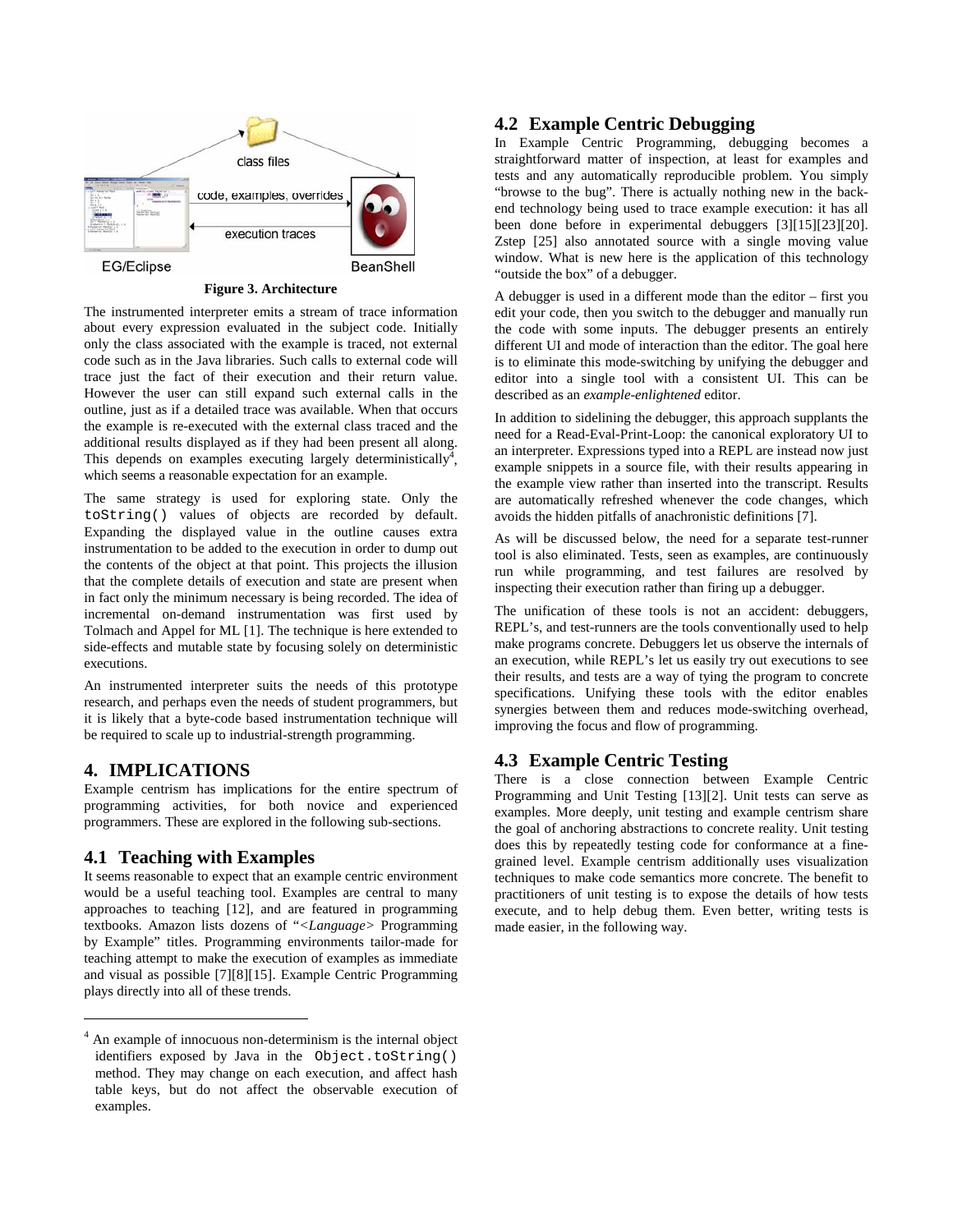Figure 3. Architecture

The instrumented interpreter emits a stream of trace information about every expression evaluated in the subject code. Initially only the class associated with the example is traced, not external code such as in the Java libraries. Such calls to external code will trace just the fact of their execution and their return value. However the user can still expand such external calls in the outline, just as if a detailed trace was available. When that occurs the example is re-executed with the external class traced and the additional results displayed as if they had been present all along. This depends on examples executing largely deterministically[4], which seems a reasonable expectation for an example.

The same strategy is used for exploring state. Only the `toString()` values of objects are recorded by default. Expanding the displayed value in the outline causes extra instrumentation to be added to the execution in order to dump out the contents of the object at that point. This projects the illusion that the complete details of execution and state are present when in fact only the minimum necessary is being recorded. The idea of incremental on-demand instrumentation was first used by Tolmach and Appel for ML [1]. The technique is here extended to side-effects and mutable state by focusing solely on deterministic executions.

An instrumented interpreter suits the needs of this prototype research, and perhaps even the needs of student programmers, but it is likely that a byte-code based instrumentation technique will be required to scale up to industrial-strength programming.

## 4. IMPLICATIONS

Example centrism has implications for the entire spectrum of programming activities, for both novice and experienced programmers. These are explored in the following sub-sections.

### 4.1 Teaching with Examples

It seems reasonable to expect that an example centric environment would be a useful teaching tool. Examples are central to many approaches to teaching [12], and are featured in programming textbooks. Amazon lists dozens of "*<Language>* Programming by Example" titles. Programming environments tailor-made for teaching attempt to make the execution of examples as immediate and visual as possible [7][8][15]. Example Centric Programming plays directly into all of these trends.

### 4.2 Example Centric Debugging

In Example Centric Programming, debugging becomes a straightforward matter of inspection, at least for examples and tests and any automatically reproducible problem. You simply "browse to the bug". There is actually nothing new in the back-end technology being used to trace example execution: it has all been done before in experimental debuggers [3][15][23][20]. Zstep [25] also annotated source with a single moving value window. What is new here is the application of this technology "outside the box" of a debugger.

A debugger is used in a different mode than the editor – first you edit your code, then you switch to the debugger and manually run the code with some inputs. The debugger presents an entirely different UI and mode of interaction than the editor. The goal here is to eliminate this mode-switching by unifying the debugger and editor into a single tool with a consistent UI. This can be described as an *example-enlightened* editor.

In addition to sidelining the debugger, this approach supplants the need for a Read-Eval-Print-Loop: the canonical exploratory UI to an interpreter. Expressions typed into a REPL are instead now just example snippets in a source file, with their results appearing in the example view rather than inserted into the transcript. Results are automatically refreshed whenever the code changes, which avoids the hidden pitfalls of anachronistic definitions [7].

As will be discussed below, the need for a separate test-runner tool is also eliminated. Tests, seen as examples, are continuously run while programming, and test failures are resolved by inspecting their execution rather than firing up a debugger.

The unification of these tools is not an accident: debuggers, REPL's, and test-runners are the tools conventionally used to help make programs concrete. Debuggers let us observe the internals of an execution, while REPL's let us easily try out executions to see their results, and tests are a way of tying the program to concrete specifications. Unifying these tools with the editor enables synergies between them and reduces mode-switching overhead, improving the focus and flow of programming.

### 4.3 Example Centric Testing

There is a close connection between Example Centric Programming and Unit Testing [13][2]. Unit tests can serve as examples. More deeply, unit testing and example centrism share the goal of anchoring abstractions to concrete reality. Unit testing does this by repeatedly testing code for conformance at a fine-grained level. Example centrism additionally uses visualization techniques to make code semantics more concrete. The benefit to practitioners of unit testing is to expose the details of how tests execute, and to help debug them. Even better, writing tests is made easier, in the following way.

---

[4] An example of innocuous non-determinism is the internal object identifiers exposed by Java in the `Object.toString()` method. They may change on each execution, and affect hash table keys, but do not affect the observable execution of examples.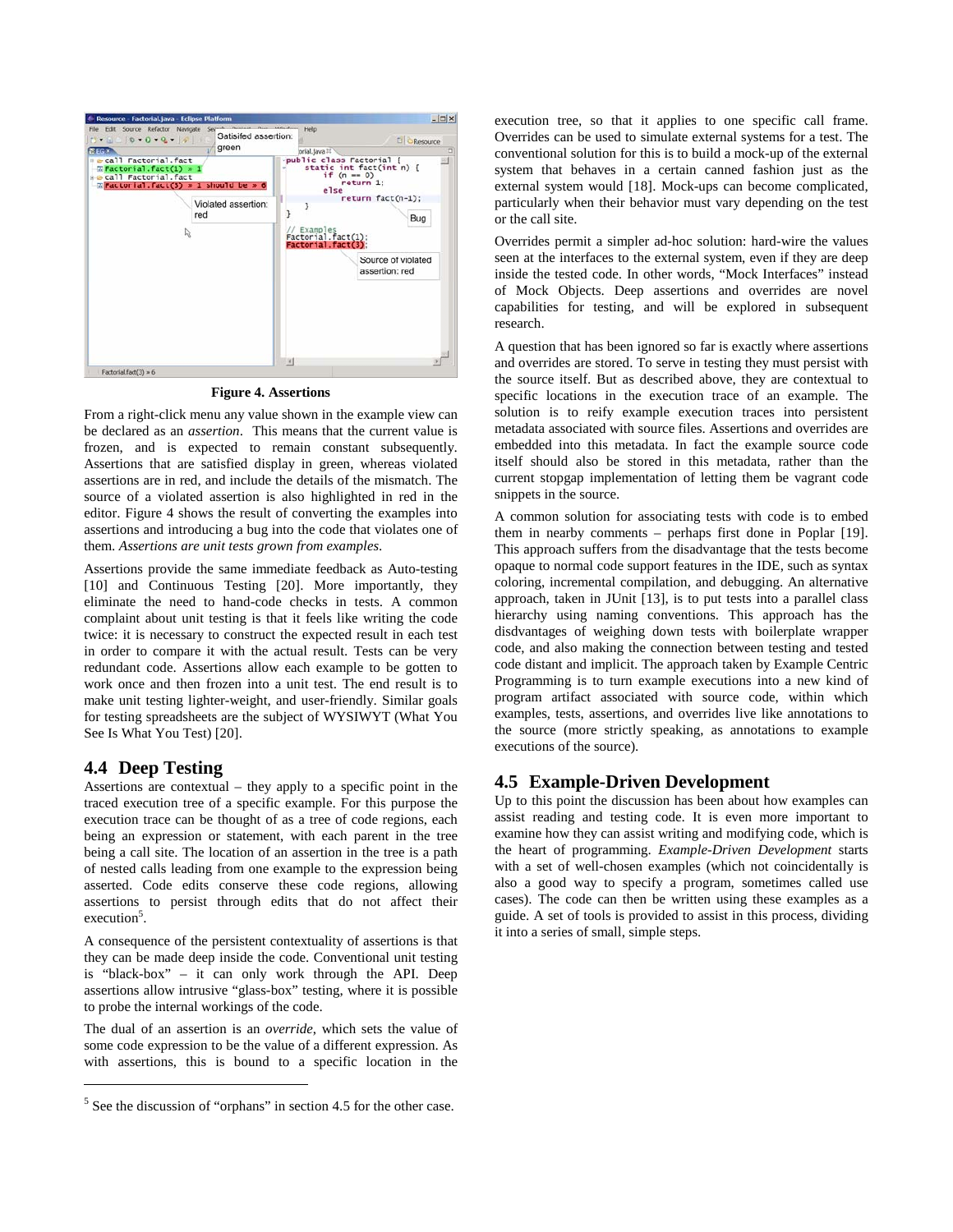**Figure 4. Assertions**

From a right-click menu any value shown in the example view can be declared as an *assertion*. This means that the current value is frozen, and is expected to remain constant subsequently. Assertions that are satisfied display in green, whereas violated assertions are in red, and include the details of the mismatch. The source of a violated assertion is also highlighted in red in the editor. Figure 4 shows the result of converting the examples into assertions and introducing a bug into the code that violates one of them. *Assertions are unit tests grown from examples.*

Assertions provide the same immediate feedback as Auto-testing [10] and Continuous Testing [20]. More importantly, they eliminate the need to hand-code checks in tests. A common complaint about unit testing is that it feels like writing the code twice: it is necessary to construct the expected result in each test in order to compare it with the actual result. Tests can be very redundant code. Assertions allow each example to be gotten to work once and then frozen into a unit test. The end result is to make unit testing lighter-weight, and user-friendly. Similar goals for testing spreadsheets are the subject of WYSIWYT (What You See Is What You Test) [20].

## 4.4 Deep Testing

Assertions are contextual – they apply to a specific point in the traced execution tree of a specific example. For this purpose the execution trace can be thought of as a tree of code regions, each being an expression or statement, with each parent in the tree being a call site. The location of an assertion in the tree is a path of nested calls leading from one example to the expression being asserted. Code edits conserve these code regions, allowing assertions to persist through edits that do not affect their execution[5].

A consequence of the persistent contextuality of assertions is that they can be made deep inside the code. Conventional unit testing is "black-box" – it can only work through the API. Deep assertions allow intrusive "glass-box" testing, where it is possible to probe the internal workings of the code.

The dual of an assertion is an *override*, which sets the value of some code expression to be the value of a different expression. As with assertions, this is bound to a specific location in the execution tree, so that it applies to one specific call frame. Overrides can be used to simulate external systems for a test. The conventional solution for this is to build a mock-up of the external system that behaves in a certain canned fashion just as the external system would [18]. Mock-ups can become complicated, particularly when their behavior must vary depending on the test or the call site.

Overrides permit a simpler ad-hoc solution: hard-wire the values seen at the interfaces to the external system, even if they are deep inside the tested code. In other words, "Mock Interfaces" instead of Mock Objects. Deep assertions and overrides are novel capabilities for testing, and will be explored in subsequent research.

A question that has been ignored so far is exactly where assertions and overrides are stored. To serve in testing they must persist with the source itself. But as described above, they are contextual to specific locations in the execution trace of an example. The solution is to reify example execution traces into persistent metadata associated with source files. Assertions and overrides are embedded into this metadata. In fact the example source code itself should also be stored in this metadata, rather than the current stopgap implementation of letting them be vagrant code snippets in the source.

A common solution for associating tests with code is to embed them in nearby comments – perhaps first done in Poplar [19]. This approach suffers from the disadvantage that the tests become opaque to normal code support features in the IDE, such as syntax coloring, incremental compilation, and debugging. An alternative approach, taken in JUnit [13], is to put tests into a parallel class hierarchy using naming conventions. This approach has the disdvantages of weighing down tests with boilerplate wrapper code, and also making the connection between testing and tested code distant and implicit. The approach taken by Example Centric Programming is to turn example executions into a new kind of program artifact associated with source code, within which examples, tests, assertions, and overrides live like annotations to the source (more strictly speaking, as annotations to example executions of the source).

## 4.5 Example-Driven Development

Up to this point the discussion has been about how examples can assist reading and testing code. It is even more important to examine how they can assist writing and modifying code, which is the heart of programming. *Example-Driven Development* starts with a set of well-chosen examples (which not coincidentally is also a good way to specify a program, sometimes called use cases). The code can then be written using these examples as a guide. A set of tools is provided to assist in this process, dividing it into a series of small, simple steps.

[5] See the discussion of "orphans" in section 4.5 for the other case.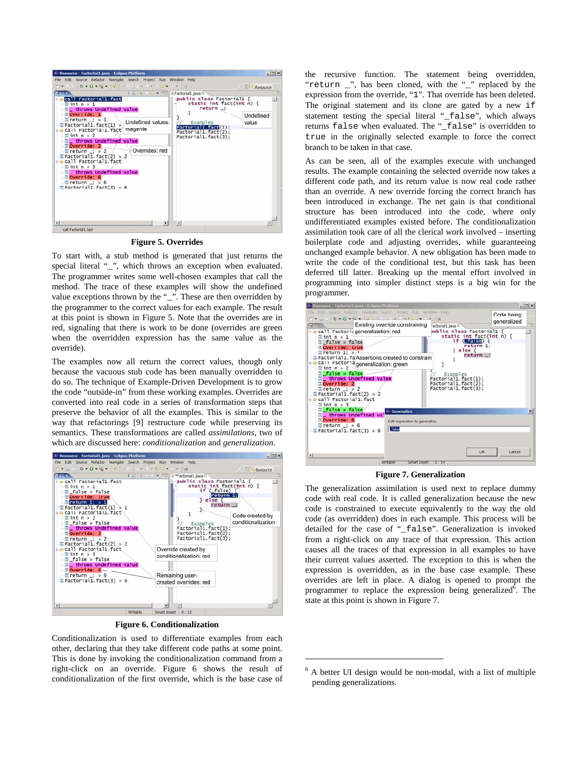Figure 5. Overrides

To start with, a stub method is generated that just returns the special literal "_", which throws an exception when evaluated. The programmer writes some well-chosen examples that call the method. The trace of these examples will show the undefined value exceptions thrown by the "_". These are then overridden by the programmer to the correct values for each example. The result at this point is shown in Figure 5. Note that the overrides are in red, signaling that there is work to be done (overrides are green when the overridden expression has the same value as the override).

The examples now all return the correct values, though only because the vacuous stub code has been manually overridden to do so. The technique of Example-Driven Development is to grow the code "outside-in" from these working examples. Overrides are converted into real code in a series of transformation steps that preserve the behavior of all the examples. This is similar to the way that refactorings [9] restructure code while preserving its semantics. These transformations are called *assimilations*, two of which are discussed here: *conditionalization* and *generalization*.

Figure 6. Conditionalization

Conditionalization is used to differentiate examples from each other, declaring that they take different code paths at some point. This is done by invoking the conditionalization command from a right-click on an override. Figure 6 shows the result of conditionalization of the first override, which is the base case of the recursive function. The statement being overridden, "`return _`", has been cloned, with the "_" replaced by the expression from the override, "`1`". That override has been deleted. The original statement and its clone are gated by a new `if` statement testing the special literal "`_false`", which always returns `false` when evaluated. The "`_false`" is overridden to `true` in the originally selected example to force the correct branch to be taken in that case.

As can be seen, all of the examples execute with unchanged results. The example containing the selected override now takes a different code path, and its return value is now real code rather than an override. A new override forcing the correct branch has been introduced in exchange. The net gain is that conditional structure has been introduced into the code, where only undifferentiated examples existed before. The conditionalization assimilation took care of all the clerical work involved – inserting boilerplate code and adjusting overrides, while guaranteeing unchanged example behavior. A new obligation has been made to write the code of the conditional test, but this task has been deferred till latter. Breaking up the mental effort involved in programming into simpler distinct steps is a big win for the programmer.

Figure 7. Generalization

The generalization assimilation is used next to replace dummy code with real code. It is called generalization because the new code is constrained to execute equivalently to the way the old code (as overridden) does in each example. This process will be detailed for the case of "`_false`". Generalization is invoked from a right-click on any trace of that expression. This action causes all the traces of that expression in all examples to have their current values asserted. The exception to this is when the expression is overridden, as in the base case example. These overrides are left in place. A dialog is opened to prompt the programmer to replace the expression being generalized[6]. The state at this point is shown in Figure 7.

[6] A better UI design would be non-modal, with a list of multiple pending generalizations.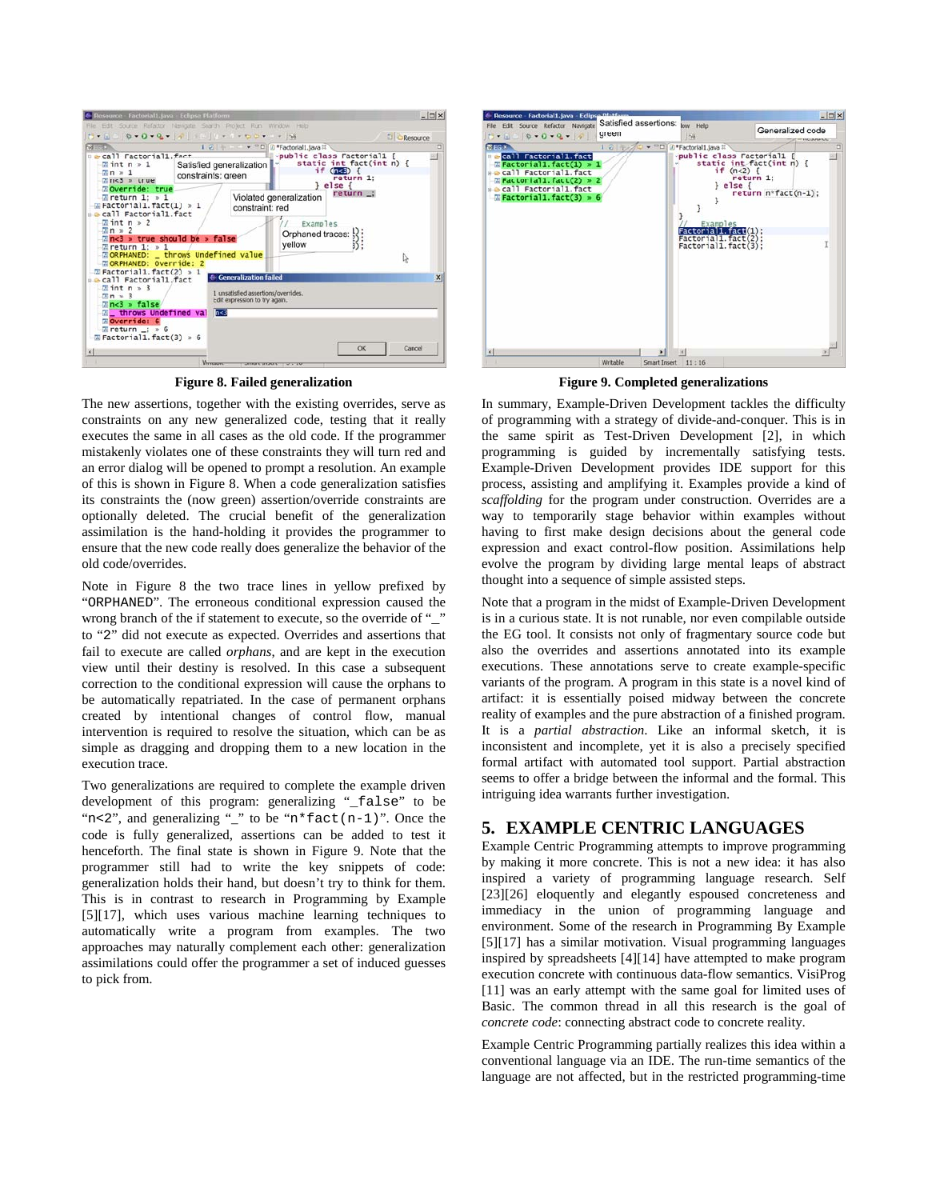**Figure 8. Failed generalization**

**Figure 9. Completed generalizations**

The new assertions, together with the existing overrides, serve as constraints on any new generalized code, testing that it really executes the same in all cases as the old code. If the programmer mistakenly violates one of these constraints they will turn red and an error dialog will be opened to prompt a resolution. An example of this is shown in Figure 8. When a code generalization satisfies its constraints the (now green) assertion/override constraints are optionally deleted. The crucial benefit of the generalization assimilation is the hand-holding it provides the programmer to ensure that the new code really does generalize the behavior of the old code/overrides.

Note in Figure 8 the two trace lines in yellow prefixed by "ORPHANED". The erroneous conditional expression caused the wrong branch of the if statement to execute, so the override of "_" to "2" did not execute as expected. Overrides and assertions that fail to execute are called *orphans*, and are kept in the execution view until their destiny is resolved. In this case a subsequent correction to the conditional expression will cause the orphans to be automatically repatriated. In the case of permanent orphans created by intentional changes of control flow, manual intervention is required to resolve the situation, which can be as simple as dragging and dropping them to a new location in the execution trace.

Two generalizations are required to complete the example driven development of this program: generalizing "_false" to be "n<2", and generalizing "_" to be "n*fact(n-1)". Once the code is fully generalized, assertions can be added to test it henceforth. The final state is shown in Figure 9. Note that the programmer still had to write the key snippets of code: generalization holds their hand, but doesn't try to think for them. This is in contrast to research in Programming by Example [5][17], which uses various machine learning techniques to automatically write a program from examples. The two approaches may naturally complement each other: generalization assimilations could offer the programmer a set of induced guesses to pick from.

In summary, Example-Driven Development tackles the difficulty of programming with a strategy of divide-and-conquer. This is in the same spirit as Test-Driven Development [2], in which programming is guided by incrementally satisfying tests. Example-Driven Development provides IDE support for this process, assisting and amplifying it. Examples provide a kind of *scaffolding* for the program under construction. Overrides are a way to temporarily stage behavior within examples without having to first make design decisions about the general code expression and exact control-flow position. Assimilations help evolve the program by dividing large mental leaps of abstract thought into a sequence of simple assisted steps.

Note that a program in the midst of Example-Driven Development is in a curious state. It is not runable, nor even compilable outside the EG tool. It consists not only of fragmentary source code but also the overrides and assertions annotated into its example executions. These annotations serve to create example-specific variants of the program. A program in this state is a novel kind of artifact: it is essentially poised midway between the concrete reality of examples and the pure abstraction of a finished program. It is a *partial abstraction*. Like an informal sketch, it is inconsistent and incomplete, yet it is also a precisely specified formal artifact with automated tool support. Partial abstraction seems to offer a bridge between the informal and the formal. This intriguing idea warrants further investigation.

## 5. EXAMPLE CENTRIC LANGUAGES

Example Centric Programming attempts to improve programming by making it more concrete. This is not a new idea: it has also inspired a variety of programming language research. Self [23][26] eloquently and elegantly espoused concreteness and immediacy in the union of programming language and environment. Some of the research in Programming By Example [5][17] has a similar motivation. Visual programming languages inspired by spreadsheets [4][14] have attempted to make program execution concrete with continuous data-flow semantics. VisiProg [11] was an early attempt with the same goal for limited uses of Basic. The common thread in all this research is the goal of *concrete code*: connecting abstract code to concrete reality.

Example Centric Programming partially realizes this idea within a conventional language via an IDE. The run-time semantics of the language are not affected, but in the restricted programming-time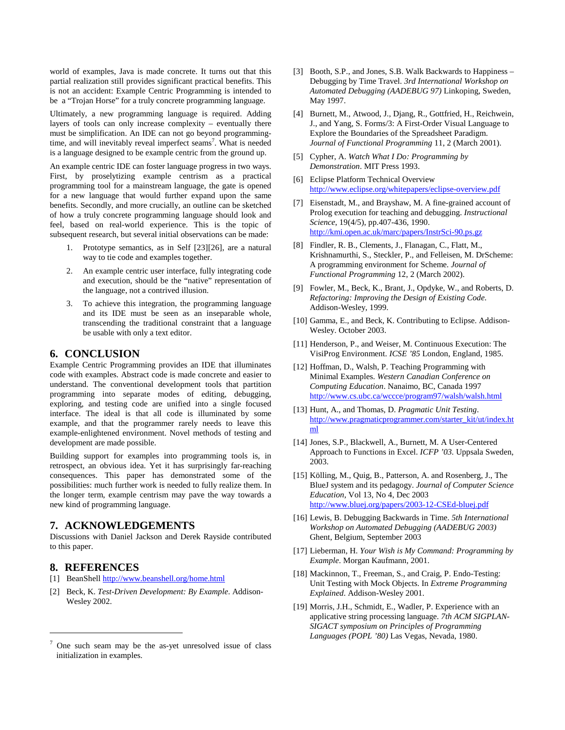world of examples, Java is made concrete. It turns out that this partial realization still provides significant practical benefits. This is not an accident: Example Centric Programming is intended to be a "Trojan Horse" for a truly concrete programming language.

Ultimately, a new programming language is required. Adding layers of tools can only increase complexity – eventually there must be simplification. An IDE can not go beyond programming-time, and will inevitably reveal imperfect seams[7]. What is needed is a language designed to be example centric from the ground up.

An example centric IDE can foster language progress in two ways. First, by proselytizing example centrism as a practical programming tool for a mainstream language, the gate is opened for a new language that would further expand upon the same benefits. Secondly, and more crucially, an outline can be sketched of how a truly concrete programming language should look and feel, based on real-world experience. This is the topic of subsequent research, but several initial observations can be made:

1. Prototype semantics, as in Self [23][26], are a natural way to tie code and examples together.
2. An example centric user interface, fully integrating code and execution, should be the "native" representation of the language, not a contrived illusion.
3. To achieve this integration, the programming language and its IDE must be seen as an inseparable whole, transcending the traditional constraint that a language be usable with only a text editor.

## 6. CONCLUSION

Example Centric Programming provides an IDE that illuminates code with examples. Abstract code is made concrete and easier to understand. The conventional development tools that partition programming into separate modes of editing, debugging, exploring, and testing code are unified into a single focused interface. The ideal is that all code is illuminated by some example, and that the programmer rarely needs to leave this example-enlightened environment. Novel methods of testing and development are made possible.

Building support for examples into programming tools is, in retrospect, an obvious idea. Yet it has surprisingly far-reaching consequences. This paper has demonstrated some of the possibilities: much further work is needed to fully realize them. In the longer term, example centrism may pave the way towards a new kind of programming language.

## 7. ACKNOWLEDGEMENTS

Discussions with Daniel Jackson and Derek Rayside contributed to this paper.

## 8. REFERENCES

[1] BeanShell http://www.beanshell.org/home.html

[2] Beck, K. *Test-Driven Development: By Example*. Addison-Wesley 2002.

[3] Booth, S.P., and Jones, S.B. Walk Backwards to Happiness – Debugging by Time Travel. *3rd International Workshop on Automated Debugging (AADEBUG 97)* Linkoping, Sweden, May 1997.

[4] Burnett, M., Atwood, J., Djang, R., Gottfried, H., Reichwein, J., and Yang, S. Forms/3: A First-Order Visual Language to Explore the Boundaries of the Spreadsheet Paradigm. *Journal of Functional Programming* 11, 2 (March 2001).

[5] Cypher, A. *Watch What I Do: Programming by Demonstration*. MIT Press 1993.

[6] Eclipse Platform Technical Overview http://www.eclipse.org/whitepapers/eclipse-overview.pdf

[7] Eisenstadt, M., and Brayshaw, M. A fine-grained account of Prolog execution for teaching and debugging. *Instructional Science*, 19(4/5), pp.407-436, 1990. http://kmi.open.ac.uk/marc/papers/InstrSci-90.ps.gz

[8] Findler, R. B., Clements, J., Flanagan, C., Flatt, M., Krishnamurthi, S., Steckler, P., and Felleisen, M. DrScheme: A programming environment for Scheme. *Journal of Functional Programming* 12, 2 (March 2002).

[9] Fowler, M., Beck, K., Brant, J., Opdyke, W., and Roberts, D. *Refactoring: Improving the Design of Existing Code.* Addison-Wesley, 1999.

[10] Gamma, E., and Beck, K. Contributing to Eclipse. Addison-Wesley. October 2003.

[11] Henderson, P., and Weiser, M. Continuous Execution: The VisiProg Environment. *ICSE '85* London, England, 1985.

[12] Hoffman, D., Walsh, P. Teaching Programming with Minimal Examples. *Western Canadian Conference on Computing Education*. Nanaimo, BC, Canada 1997 http://www.cs.ubc.ca/wccce/program97/walsh/walsh.html

[13] Hunt, A., and Thomas, D. *Pragmatic Unit Testing*. http://www.pragmaticprogrammer.com/starter_kit/ut/index.html

[14] Jones, S.P., Blackwell, A., Burnett, M. A User-Centered Approach to Functions in Excel. *ICFP '03*. Uppsala Sweden, 2003.

[15] Kölling, M., Quig, B., Patterson, A. and Rosenberg, J., The BlueJ system and its pedagogy. *Journal of Computer Science Education*, Vol 13, No 4, Dec 2003 http://www.bluej.org/papers/2003-12-CSEd-bluej.pdf

[16] Lewis, B. Debugging Backwards in Time. *5th International Workshop on Automated Debugging (AADEBUG 2003)* Ghent, Belgium, September 2003

[17] Lieberman, H. *Your Wish is My Command: Programming by Example*. Morgan Kaufmann, 2001.

[18] Mackinnon, T., Freeman, S., and Craig, P. Endo-Testing: Unit Testing with Mock Objects. In *Extreme Programming Explained*. Addison-Wesley 2001.

[19] Morris, J.H., Schmidt, E., Wadler, P. Experience with an applicative string processing language. *7th ACM SIGPLAN-SIGACT symposium on Principles of Programming Languages (POPL '80)* Las Vegas, Nevada, 1980.

[7] One such seam may be the as-yet unresolved issue of class initialization in examples.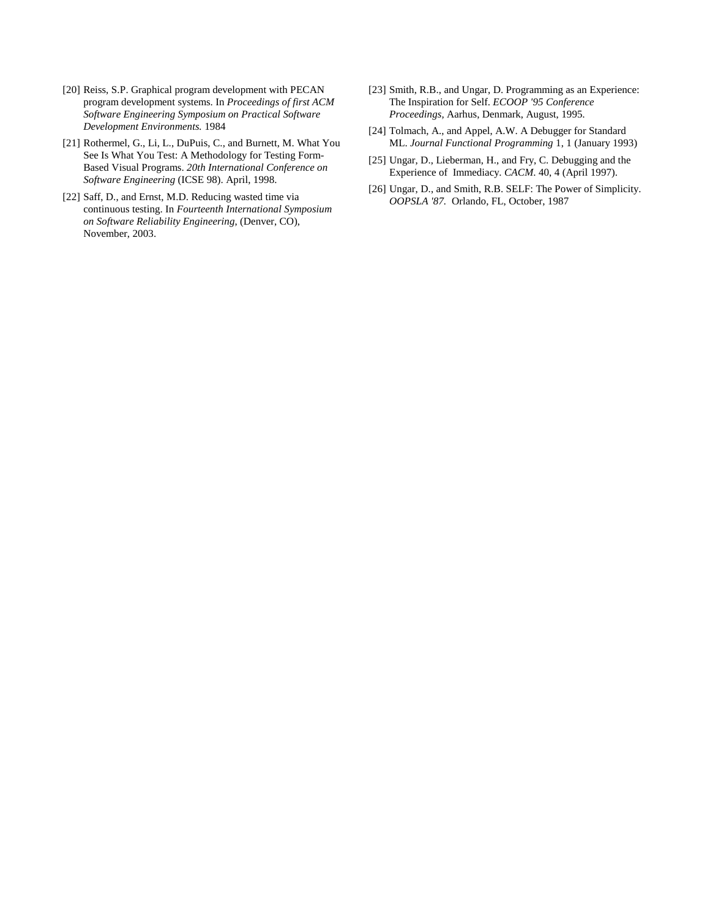[20] Reiss, S.P. Graphical program development with PECAN program development systems. In *Proceedings of first ACM Software Engineering Symposium on Practical Software Development Environments.* 1984

[21] Rothermel, G., Li, L., DuPuis, C., and Burnett, M. What You See Is What You Test: A Methodology for Testing Form-Based Visual Programs. *20th International Conference on Software Engineering* (ICSE 98). April, 1998.

[22] Saff, D., and Ernst, M.D. Reducing wasted time via continuous testing. In *Fourteenth International Symposium on Software Reliability Engineering*, (Denver, CO), November, 2003.

[23] Smith, R.B., and Ungar, D. Programming as an Experience: The Inspiration for Self. *ECOOP '95 Conference Proceedings,* Aarhus, Denmark, August, 1995.

[24] Tolmach, A., and Appel, A.W. A Debugger for Standard ML. *Journal Functional Programming* 1, 1 (January 1993)

[25] Ungar, D., Lieberman, H., and Fry, C. Debugging and the Experience of Immediacy. *CACM*. 40, 4 (April 1997).

[26] Ungar, D., and Smith, R.B. SELF: The Power of Simplicity. *OOPSLA '87.* Orlando, FL, October, 1987